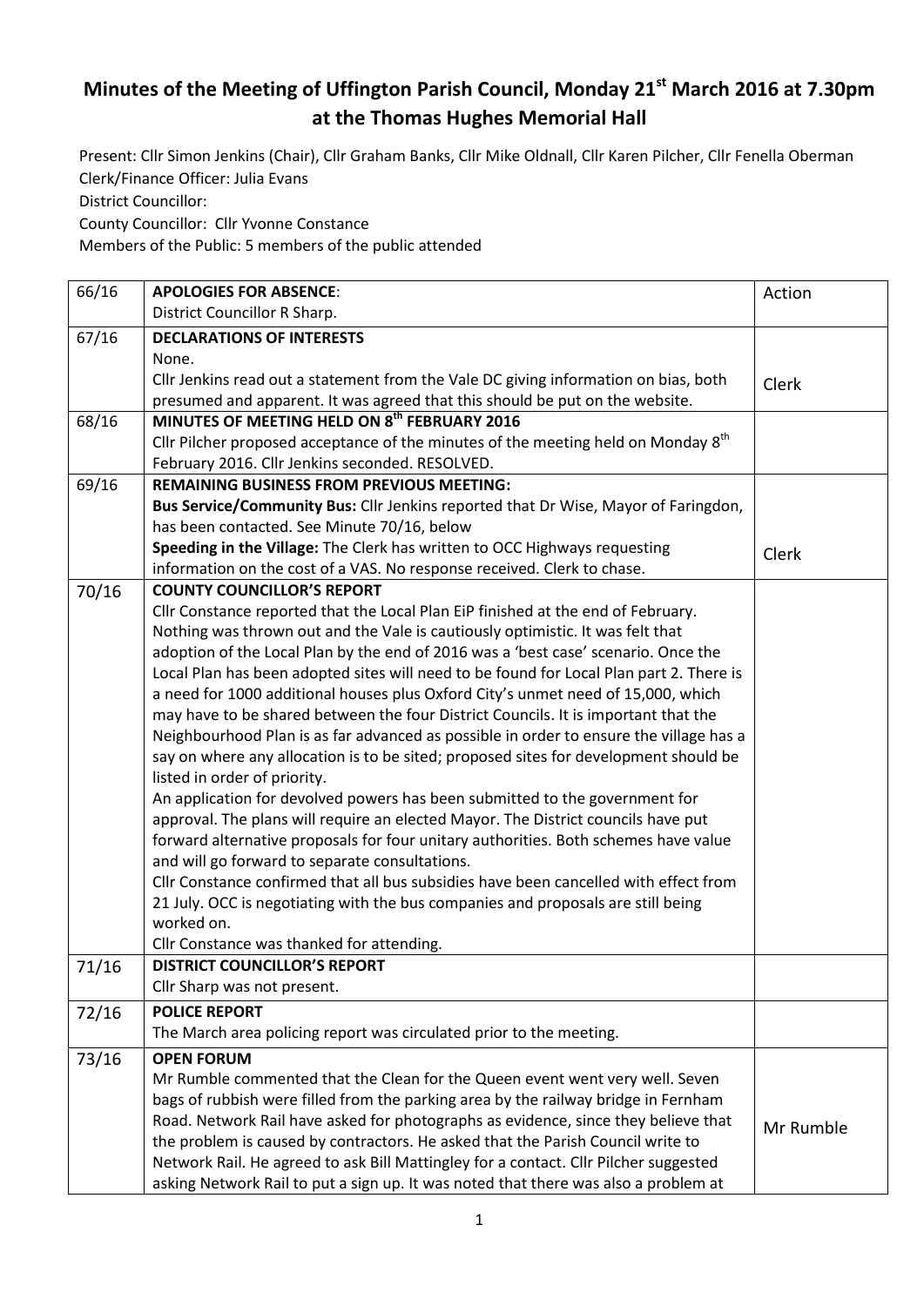# Minutes of the Meeting of Uffington Parish Council, Monday 21st March 2016 at 7.30pm at the Thomas Hughes Memorial Hall

Present: Cllr Simon Jenkins (Chair), Cllr Graham Banks, Cllr Mike Oldnall, Cllr Karen Pilcher, Cllr Fenella Oberman
Clerk/Finance Officer: Julia Evans
District Councillor:
County Councillor: Cllr Yvonne Constance
Members of the Public: 5 members of the public attended

| | | |
|---|---|---|
| 66/16 | **APOLOGIES FOR ABSENCE**:<br>District Councillor R Sharp. | Action |
| 67/16 | **DECLARATIONS OF INTERESTS**<br>None.<br>Cllr Jenkins read out a statement from the Vale DC giving information on bias, both presumed and apparent. It was agreed that this should be put on the website. | Clerk |
| 68/16 | **MINUTES OF MEETING HELD ON 8th FEBRUARY 2016**<br>Cllr Pilcher proposed acceptance of the minutes of the meeting held on Monday 8th February 2016. Cllr Jenkins seconded. RESOLVED. | |
| 69/16 | **REMAINING BUSINESS FROM PREVIOUS MEETING:**<br>**Bus Service/Community Bus:** Cllr Jenkins reported that Dr Wise, Mayor of Faringdon, has been contacted. See Minute 70/16, below<br>**Speeding in the Village:** The Clerk has written to OCC Highways requesting information on the cost of a VAS. No response received. Clerk to chase. | Clerk |
| 70/16 | **COUNTY COUNCILLOR'S REPORT**<br>Cllr Constance reported that the Local Plan EiP finished at the end of February. Nothing was thrown out and the Vale is cautiously optimistic. It was felt that adoption of the Local Plan by the end of 2016 was a 'best case' scenario. Once the Local Plan has been adopted sites will need to be found for Local Plan part 2. There is a need for 1000 additional houses plus Oxford City's unmet need of 15,000, which may have to be shared between the four District Councils. It is important that the Neighbourhood Plan is as far advanced as possible in order to ensure the village has a say on where any allocation is to be sited; proposed sites for development should be listed in order of priority.<br>An application for devolved powers has been submitted to the government for approval. The plans will require an elected Mayor. The District councils have put forward alternative proposals for four unitary authorities. Both schemes have value and will go forward to separate consultations.<br>Cllr Constance confirmed that all bus subsidies have been cancelled with effect from 21 July. OCC is negotiating with the bus companies and proposals are still being worked on.<br>Cllr Constance was thanked for attending. | |
| 71/16 | **DISTRICT COUNCILLOR'S REPORT**<br>Cllr Sharp was not present. | |
| 72/16 | **POLICE REPORT**<br>The March area policing report was circulated prior to the meeting. | |
| 73/16 | **OPEN FORUM**<br>Mr Rumble commented that the Clean for the Queen event went very well. Seven bags of rubbish were filled from the parking area by the railway bridge in Fernham Road. Network Rail have asked for photographs as evidence, since they believe that the problem is caused by contractors. He asked that the Parish Council write to Network Rail. He agreed to ask Bill Mattingley for a contact. Cllr Pilcher suggested asking Network Rail to put a sign up. It was noted that there was also a problem at | Mr Rumble |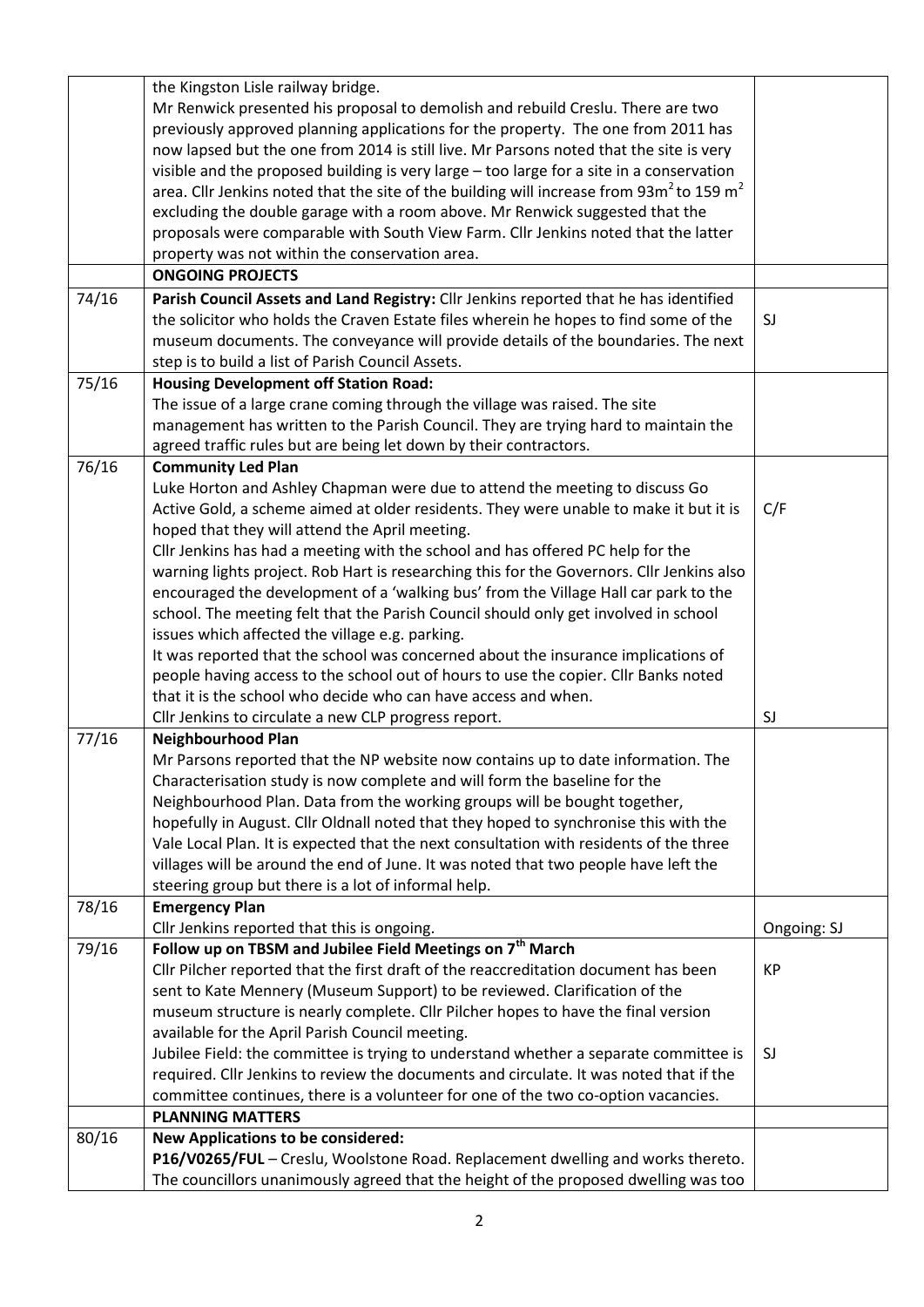| | | |
|---|---|---|
| | the Kingston Lisle railway bridge.<br>Mr Renwick presented his proposal to demolish and rebuild Creslu. There are two previously approved planning applications for the property. The one from 2011 has now lapsed but the one from 2014 is still live. Mr Parsons noted that the site is very visible and the proposed building is very large – too large for a site in a conservation area. Cllr Jenkins noted that the site of the building will increase from $93m^2$ to 159 $m^2$ excluding the double garage with a room above. Mr Renwick suggested that the proposals were comparable with South View Farm. Cllr Jenkins noted that the latter property was not within the conservation area. | |
| | **ONGOING PROJECTS** | |
| 74/16 | **Parish Council Assets and Land Registry:** Cllr Jenkins reported that he has identified the solicitor who holds the Craven Estate files wherein he hopes to find some of the museum documents. The conveyance will provide details of the boundaries. The next step is to build a list of Parish Council Assets. | SJ |
| 75/16 | **Housing Development off Station Road:**<br>The issue of a large crane coming through the village was raised. The site management has written to the Parish Council. They are trying hard to maintain the agreed traffic rules but are being let down by their contractors. | |
| 76/16 | **Community Led Plan**<br>Luke Horton and Ashley Chapman were due to attend the meeting to discuss Go Active Gold, a scheme aimed at older residents. They were unable to make it but it is hoped that they will attend the April meeting.<br>Cllr Jenkins has had a meeting with the school and has offered PC help for the warning lights project. Rob Hart is researching this for the Governors. Cllr Jenkins also encouraged the development of a 'walking bus' from the Village Hall car park to the school. The meeting felt that the Parish Council should only get involved in school issues which affected the village e.g. parking.<br>It was reported that the school was concerned about the insurance implications of people having access to the school out of hours to use the copier. Cllr Banks noted that it is the school who decide who can have access and when.<br>Cllr Jenkins to circulate a new CLP progress report. | C/F<br><br><br><br><br><br><br><br><br><br><br>SJ |
| 77/16 | **Neighbourhood Plan**<br>Mr Parsons reported that the NP website now contains up to date information. The Characterisation study is now complete and will form the baseline for the Neighbourhood Plan. Data from the working groups will be bought together, hopefully in August. Cllr Oldnall noted that they hoped to synchronise this with the Vale Local Plan. It is expected that the next consultation with residents of the three villages will be around the end of June. It was noted that two people have left the steering group but there is a lot of informal help. | |
| 78/16 | **Emergency Plan**<br>Cllr Jenkins reported that this is ongoing. | Ongoing: SJ |
| 79/16 | **Follow up on TBSM and Jubilee Field Meetings on 7th March**<br>Cllr Pilcher reported that the first draft of the reaccreditation document has been sent to Kate Mennery (Museum Support) to be reviewed. Clarification of the museum structure is nearly complete. Cllr Pilcher hopes to have the final version available for the April Parish Council meeting.<br>Jubilee Field: the committee is trying to understand whether a separate committee is required. Cllr Jenkins to review the documents and circulate. It was noted that if the committee continues, there is a volunteer for one of the two co-option vacancies. | KP<br><br><br><br>SJ |
| | **PLANNING MATTERS** | |
| 80/16 | **New Applications to be considered:**<br>**P16/V0265/FUL** – Creslu, Woolstone Road. Replacement dwelling and works thereto. The councillors unanimously agreed that the height of the proposed dwelling was too | |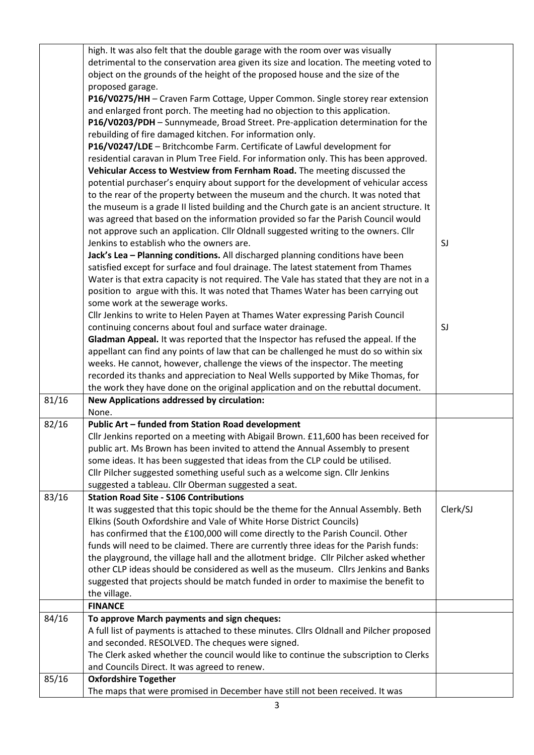| | | |
|---|---|---|
| | high. It was also felt that the double garage with the room over was visually detrimental to the conservation area given its size and location. The meeting voted to object on the grounds of the height of the proposed house and the size of the proposed garage.<br>**P16/V0275/HH** – Craven Farm Cottage, Upper Common. Single storey rear extension and enlarged front porch. The meeting had no objection to this application.<br>**P16/V0203/PDH** – Sunnymeade, Broad Street. Pre-application determination for the rebuilding of fire damaged kitchen. For information only.<br>**P16/V0247/LDE** – Britchcombe Farm. Certificate of Lawful development for residential caravan in Plum Tree Field. For information only. This has been approved.<br>**Vehicular Access to Westview from Fernham Road.** The meeting discussed the potential purchaser's enquiry about support for the development of vehicular access to the rear of the property between the museum and the church. It was noted that the museum is a grade II listed building and the Church gate is an ancient structure. It was agreed that based on the information provided so far the Parish Council would not approve such an application. Cllr Oldnall suggested writing to the owners. Cllr Jenkins to establish who the owners are.<br>**Jack's Lea – Planning conditions.** All discharged planning conditions have been satisfied except for surface and foul drainage. The latest statement from Thames Water is that extra capacity is not required. The Vale has stated that they are not in a position to argue with this. It was noted that Thames Water has been carrying out some work at the sewerage works.<br>Cllr Jenkins to write to Helen Payen at Thames Water expressing Parish Council continuing concerns about foul and surface water drainage.<br>**Gladman Appeal.** It was reported that the Inspector has refused the appeal. If the appellant can find any points of law that can be challenged he must do so within six weeks. He cannot, however, challenge the views of the inspector. The meeting recorded its thanks and appreciation to Neal Wells supported by Mike Thomas, for the work they have done on the original application and on the rebuttal document. | SJ<br><br>SJ |
| 81/16 | **New Applications addressed by circulation:**<br>None. | |
| 82/16 | **Public Art – funded from Station Road development**<br>Cllr Jenkins reported on a meeting with Abigail Brown. £11,600 has been received for public art. Ms Brown has been invited to attend the Annual Assembly to present some ideas. It has been suggested that ideas from the CLP could be utilised.<br>Cllr Pilcher suggested something useful such as a welcome sign. Cllr Jenkins suggested a tableau. Cllr Oberman suggested a seat. | |
| 83/16 | **Station Road Site - S106 Contributions**<br>It was suggested that this topic should be the theme for the Annual Assembly. Beth Elkins (South Oxfordshire and Vale of White Horse District Councils) has confirmed that the £100,000 will come directly to the Parish Council. Other funds will need to be claimed. There are currently three ideas for the Parish funds: the playground, the village hall and the allotment bridge. Cllr Pilcher asked whether other CLP ideas should be considered as well as the museum. Cllrs Jenkins and Banks suggested that projects should be match funded in order to maximise the benefit to the village. | Clerk/SJ |
| | **FINANCE** | |
| 84/16 | **To approve March payments and sign cheques:**<br>A full list of payments is attached to these minutes. Cllrs Oldnall and Pilcher proposed and seconded. RESOLVED. The cheques were signed.<br>The Clerk asked whether the council would like to continue the subscription to Clerks and Councils Direct. It was agreed to renew. | |
| 85/16 | **Oxfordshire Together**<br>The maps that were promised in December have still not been received. It was | |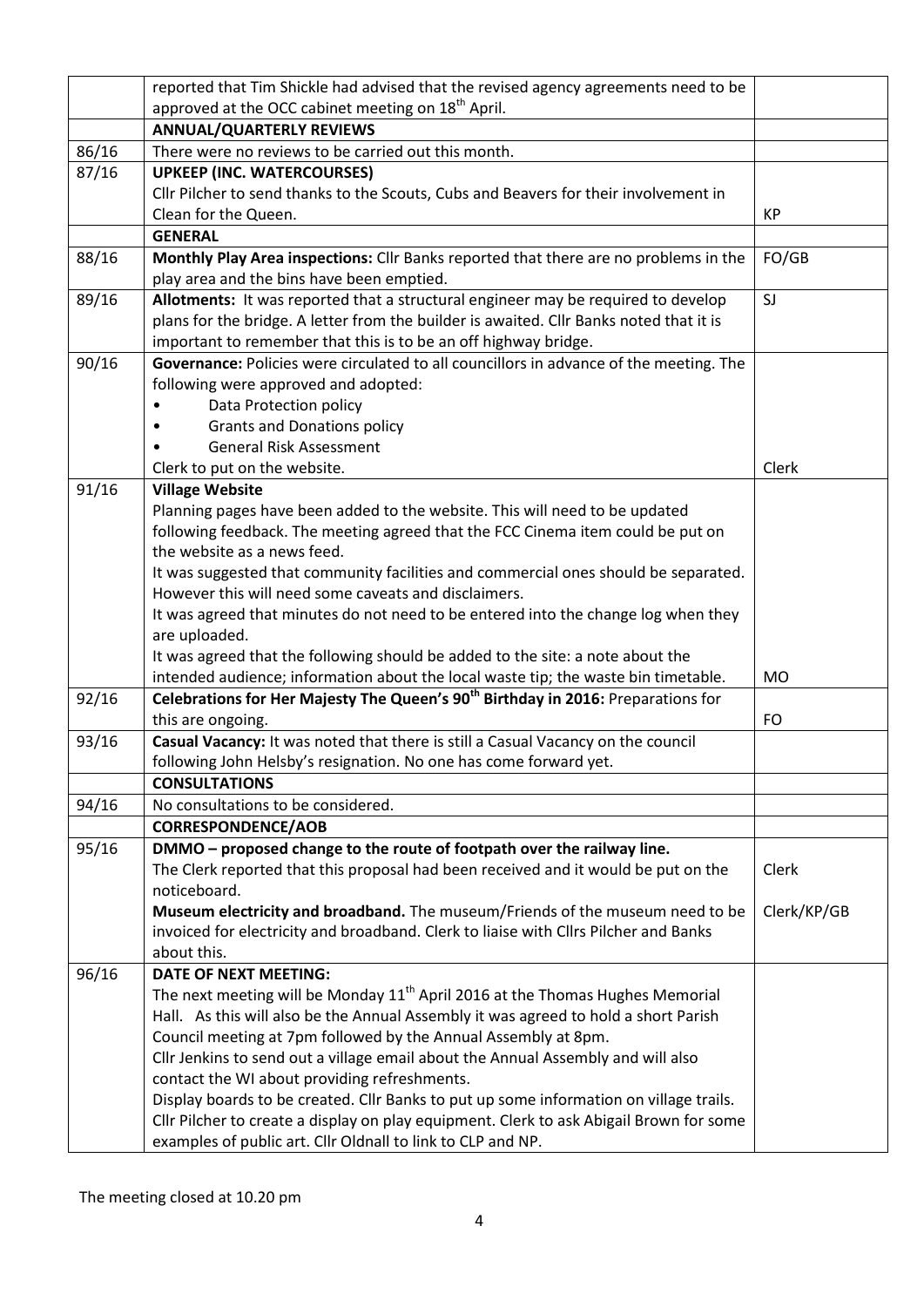| | | |
|---|---|---|
| | reported that Tim Shickle had advised that the revised agency agreements need to be approved at the OCC cabinet meeting on 18th April. | |
| | **ANNUAL/QUARTERLY REVIEWS** | |
| 86/16 | There were no reviews to be carried out this month. | |
| 87/16 | **UPKEEP (INC. WATERCOURSES)**<br>Cllr Pilcher to send thanks to the Scouts, Cubs and Beavers for their involvement in Clean for the Queen. | KP |
| | **GENERAL** | |
| 88/16 | **Monthly Play Area inspections:** Cllr Banks reported that there are no problems in the play area and the bins have been emptied. | FO/GB |
| 89/16 | **Allotments:** It was reported that a structural engineer may be required to develop plans for the bridge. A letter from the builder is awaited. Cllr Banks noted that it is important to remember that this is to be an off highway bridge. | SJ |
| 90/16 | **Governance:** Policies were circulated to all councillors in advance of the meeting. The following were approved and adopted:<br>• Data Protection policy<br>• Grants and Donations policy<br>• General Risk Assessment<br>Clerk to put on the website. | Clerk |
| 91/16 | **Village Website**<br>Planning pages have been added to the website. This will need to be updated following feedback. The meeting agreed that the FCC Cinema item could be put on the website as a news feed.<br>It was suggested that community facilities and commercial ones should be separated. However this will need some caveats and disclaimers.<br>It was agreed that minutes do not need to be entered into the change log when they are uploaded.<br>It was agreed that the following should be added to the site: a note about the intended audience; information about the local waste tip; the waste bin timetable. | MO |
| 92/16 | **Celebrations for Her Majesty The Queen's 90th Birthday in 2016:** Preparations for this are ongoing. | FO |
| 93/16 | **Casual Vacancy:** It was noted that there is still a Casual Vacancy on the council following John Helsby's resignation. No one has come forward yet. | |
| | **CONSULTATIONS** | |
| 94/16 | No consultations to be considered. | |
| | **CORRESPONDENCE/AOB** | |
| 95/16 | **DMMO – proposed change to the route of footpath over the railway line.**<br>The Clerk reported that this proposal had been received and it would be put on the noticeboard.<br>**Museum electricity and broadband.** The museum/Friends of the museum need to be invoiced for electricity and broadband. Clerk to liaise with Cllrs Pilcher and Banks about this. | Clerk<br><br>Clerk/KP/GB |
| 96/16 | **DATE OF NEXT MEETING:**<br>The next meeting will be Monday 11th April 2016 at the Thomas Hughes Memorial Hall. As this will also be the Annual Assembly it was agreed to hold a short Parish Council meeting at 7pm followed by the Annual Assembly at 8pm.<br>Cllr Jenkins to send out a village email about the Annual Assembly and will also contact the WI about providing refreshments.<br>Display boards to be created. Cllr Banks to put up some information on village trails. Cllr Pilcher to create a display on play equipment. Clerk to ask Abigail Brown for some examples of public art. Cllr Oldnall to link to CLP and NP. | |

The meeting closed at 10.20 pm